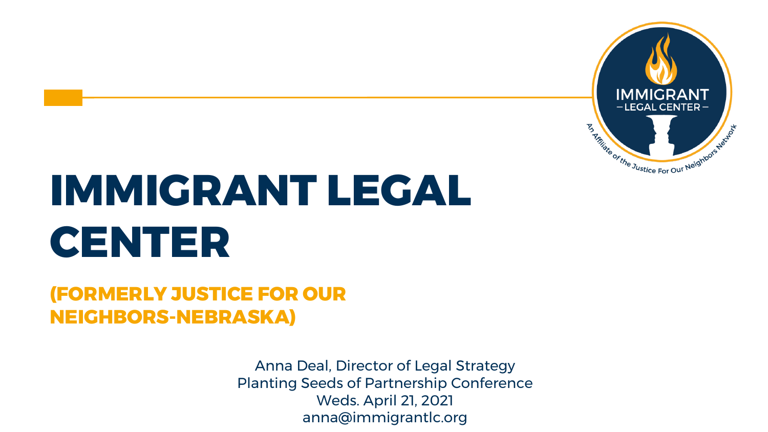# IMMIGRANT LEGAL CENTER

## (FORMERLY JUSTICE FOR OUR NEIGHBORS-NEBRASKA)

Anna Deal, Director of Legal Strategy
Planting Seeds of Partnership Conference
Weds. April 21, 2021
anna@immigrantlc.org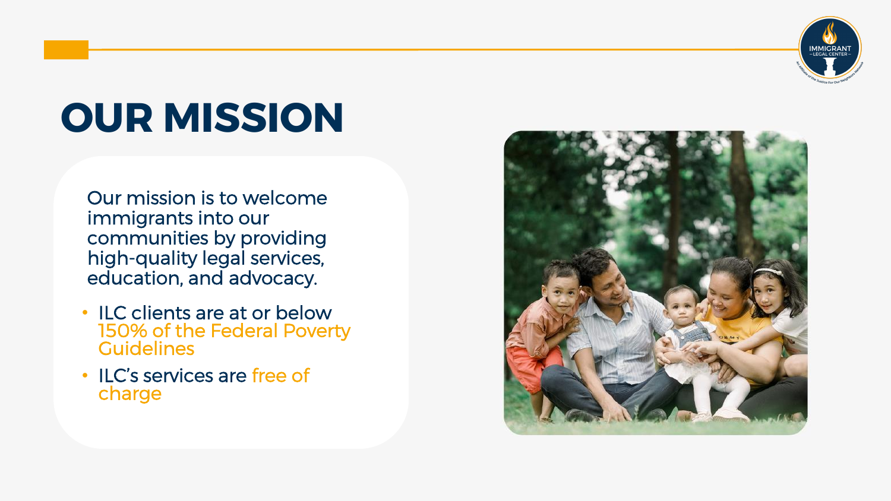# OUR MISSION

Our mission is to welcome immigrants into our communities by providing high-quality legal services, education, and advocacy.

- ILC clients are at or below 150% of the Federal Poverty Guidelines
- ILC's services are free of charge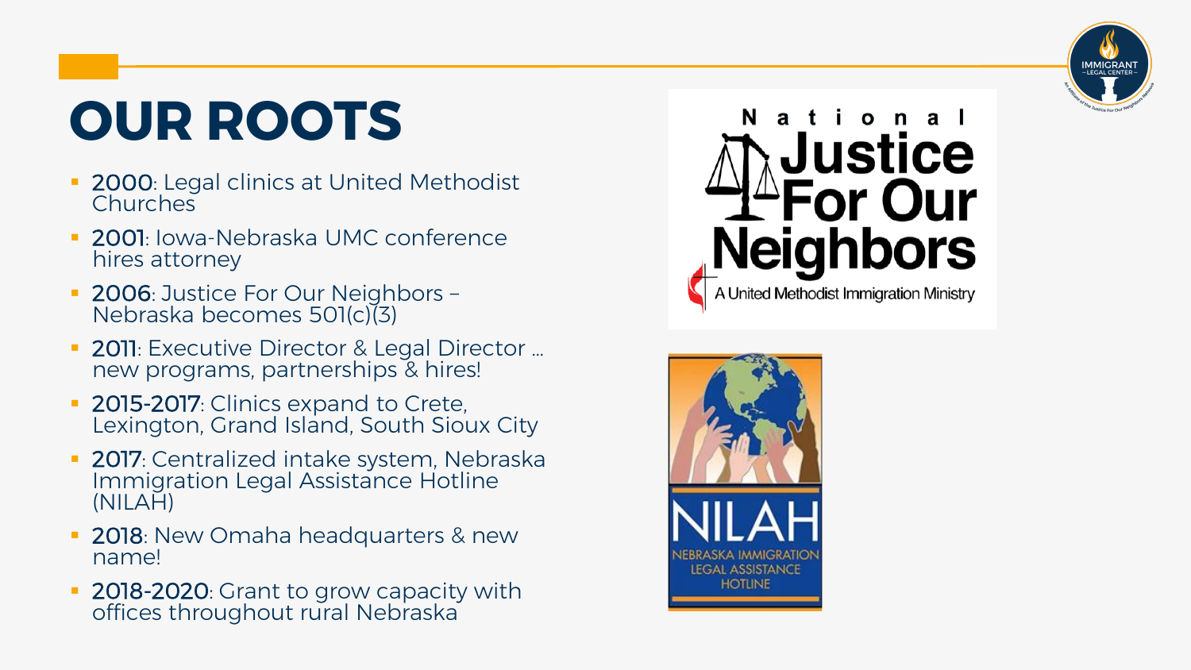# OUR ROOTS

- **2000**: Legal clinics at United Methodist Churches
- **2001**: Iowa-Nebraska UMC conference hires attorney
- **2006**: Justice For Our Neighbors – Nebraska becomes 501(c)(3)
- **2011**: Executive Director & Legal Director … new programs, partnerships & hires!
- **2015-2017**: Clinics expand to Crete, Lexington, Grand Island, South Sioux City
- **2017**: Centralized intake system, Nebraska Immigration Legal Assistance Hotline (NILAH)
- **2018**: New Omaha headquarters & new name!
- **2018-2020**: Grant to grow capacity with offices throughout rural Nebraska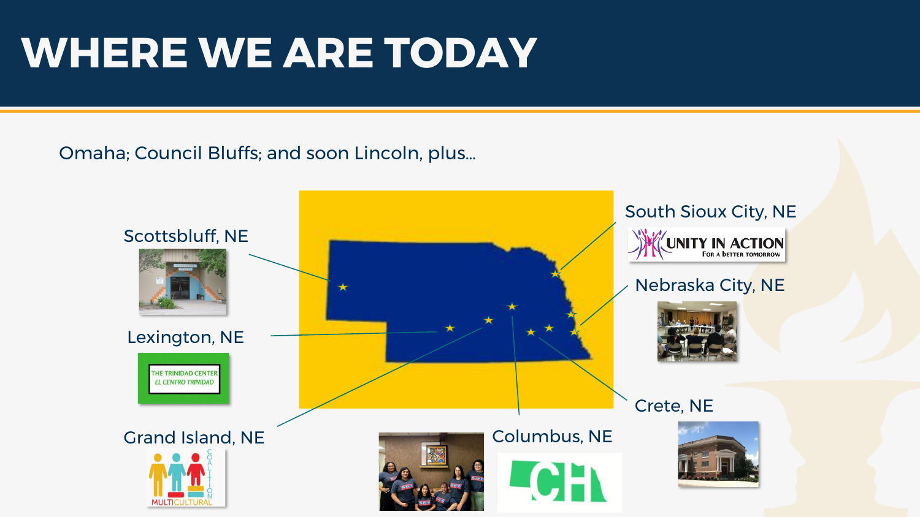# WHERE WE ARE TODAY

Omaha; Council Bluffs; and soon Lincoln, plus…

- Scottsbluff, NE
- Lexington, NE — THE TRINIDAD CENTER / EL CENTRO TRINIDAD
- Grand Island, NE — MULTICULTURAL COALITION
- Columbus, NE — CH
- South Sioux City, NE — UNITY IN ACTION, For a better tomorrow
- Nebraska City, NE
- Crete, NE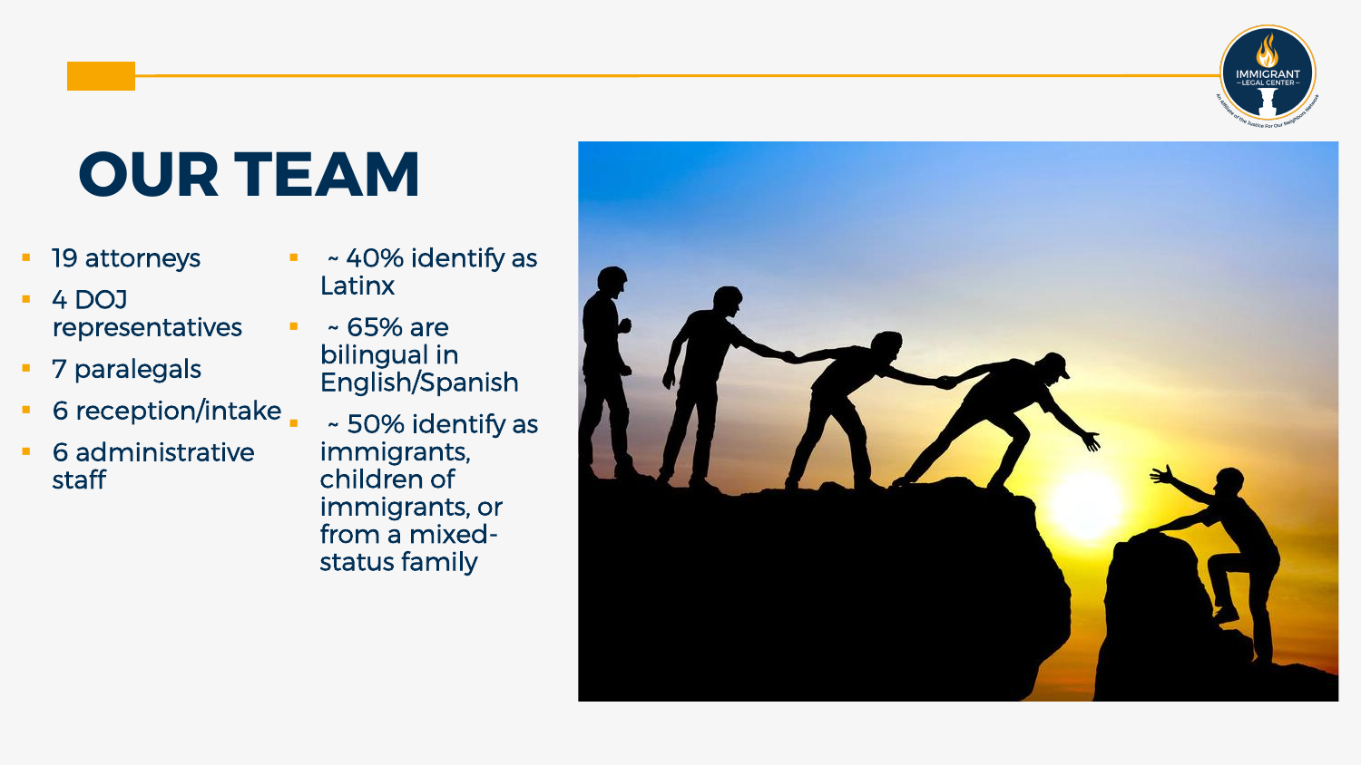# OUR TEAM

- 19 attorneys
- 4 DOJ representatives
- 7 paralegals
- 6 reception/intake
- 6 administrative staff

- ~ 40% identify as Latinx
- ~ 65% are bilingual in English/Spanish
- ~ 50% identify as immigrants, children of immigrants, or from a mixed-status family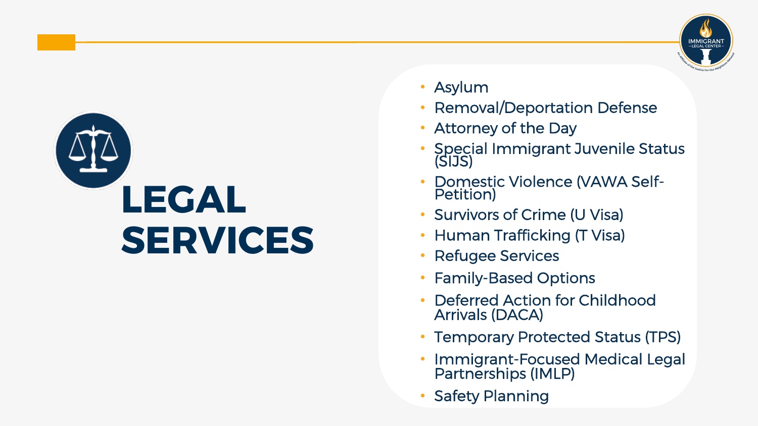# LEGAL SERVICES

- Asylum
- Removal/Deportation Defense
- Attorney of the Day
- Special Immigrant Juvenile Status (SIJS)
- Domestic Violence (VAWA Self-Petition)
- Survivors of Crime (U Visa)
- Human Trafficking (T Visa)
- Refugee Services
- Family-Based Options
- Deferred Action for Childhood Arrivals (DACA)
- Temporary Protected Status (TPS)
- Immigrant-Focused Medical Legal Partnerships (IMLP)
- Safety Planning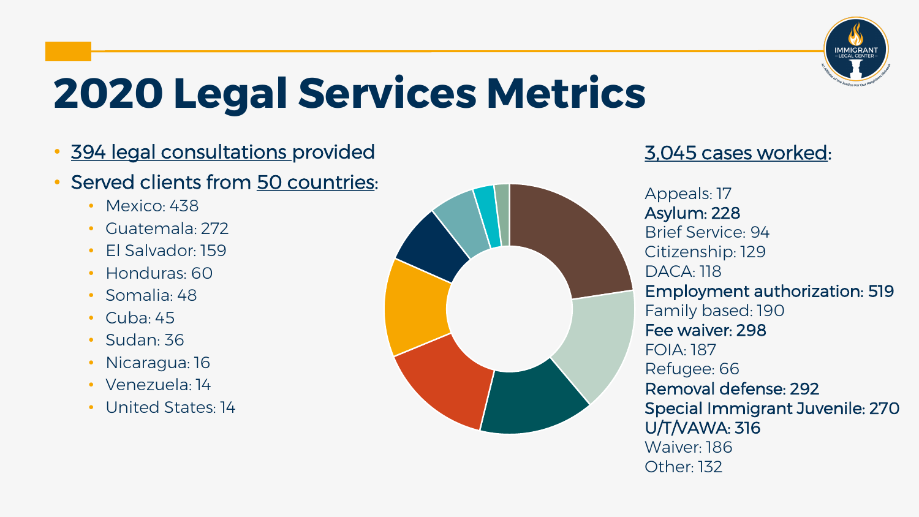# 2020 Legal Services Metrics

- 394 legal consultations provided
- Served clients from 50 countries:
  - Mexico: 438
  - Guatemala: 272
  - El Salvador: 159
  - Honduras: 60
  - Somalia: 48
  - Cuba: 45
  - Sudan: 36
  - Nicaragua: 16
  - Venezuela: 14
  - United States: 14

3,045 cases worked:

Appeals: 17
**Asylum: 228**
Brief Service: 94
Citizenship: 129
DACA: 118
**Employment authorization: 519**
Family based: 190
**Fee waiver: 298**
FOIA: 187
Refugee: 66
**Removal defense: 292**
**Special Immigrant Juvenile: 270**
**U/T/VAWA: 316**
Waiver: 186
Other: 132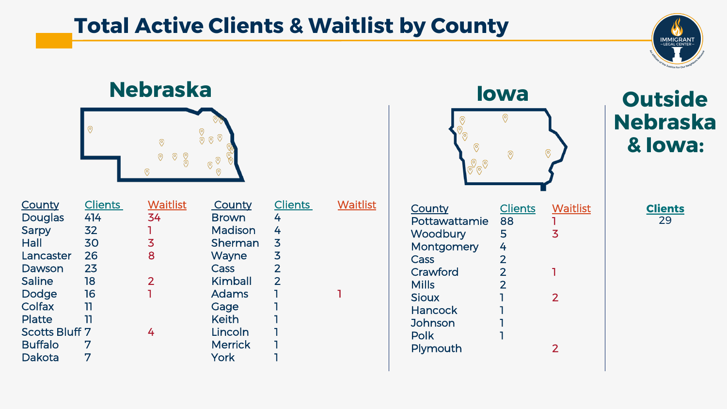# Total Active Clients & Waitlist by County

## Nebraska

| County | Clients | Waitlist |
|---|---|---|
| Douglas | 414 | 34 |
| Sarpy | 32 | 1 |
| Hall | 30 | 3 |
| Lancaster | 26 | 8 |
| Dawson | 23 | |
| Saline | 18 | 2 |
| Dodge | 16 | 1 |
| Colfax | 11 | |
| Platte | 11 | |
| Scotts Bluff | 7 | 4 |
| Buffalo | 7 | |
| Dakota | 7 | |

| County | Clients | Waitlist |
|---|---|---|
| Brown | 4 | |
| Madison | 4 | |
| Sherman | 3 | |
| Wayne | 3 | |
| Cass | 2 | |
| Kimball | 2 | |
| Adams | 1 | 1 |
| Gage | 1 | |
| Keith | 1 | |
| Lincoln | 1 | |
| Merrick | 1 | |
| York | 1 | |

## Iowa

| County | Clients | Waitlist |
|---|---|---|
| Pottawattamie | 88 | 1 |
| Woodbury | 5 | 3 |
| Montgomery | 4 | |
| Cass | 2 | |
| Crawford | 2 | 1 |
| Mills | 2 | |
| Sioux | 1 | 2 |
| Hancock | 1 | |
| Johnson | 1 | |
| Polk | 1 | |
| Plymouth | | 2 |

## Outside Nebraska & Iowa:

| Clients |
|---|
| 29 |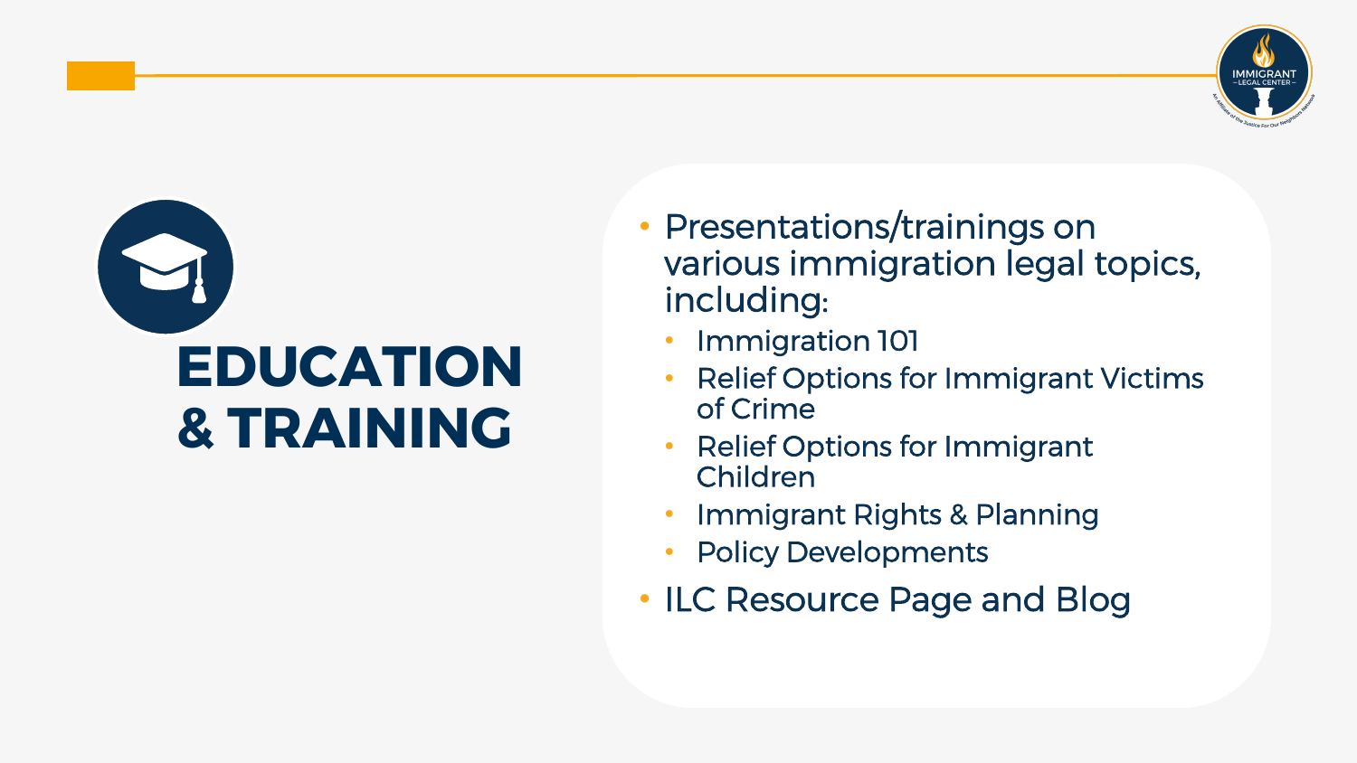# EDUCATION & TRAINING

- Presentations/trainings on various immigration legal topics, including:
  - Immigration 101
  - Relief Options for Immigrant Victims of Crime
  - Relief Options for Immigrant Children
  - Immigrant Rights & Planning
  - Policy Developments
- ILC Resource Page and Blog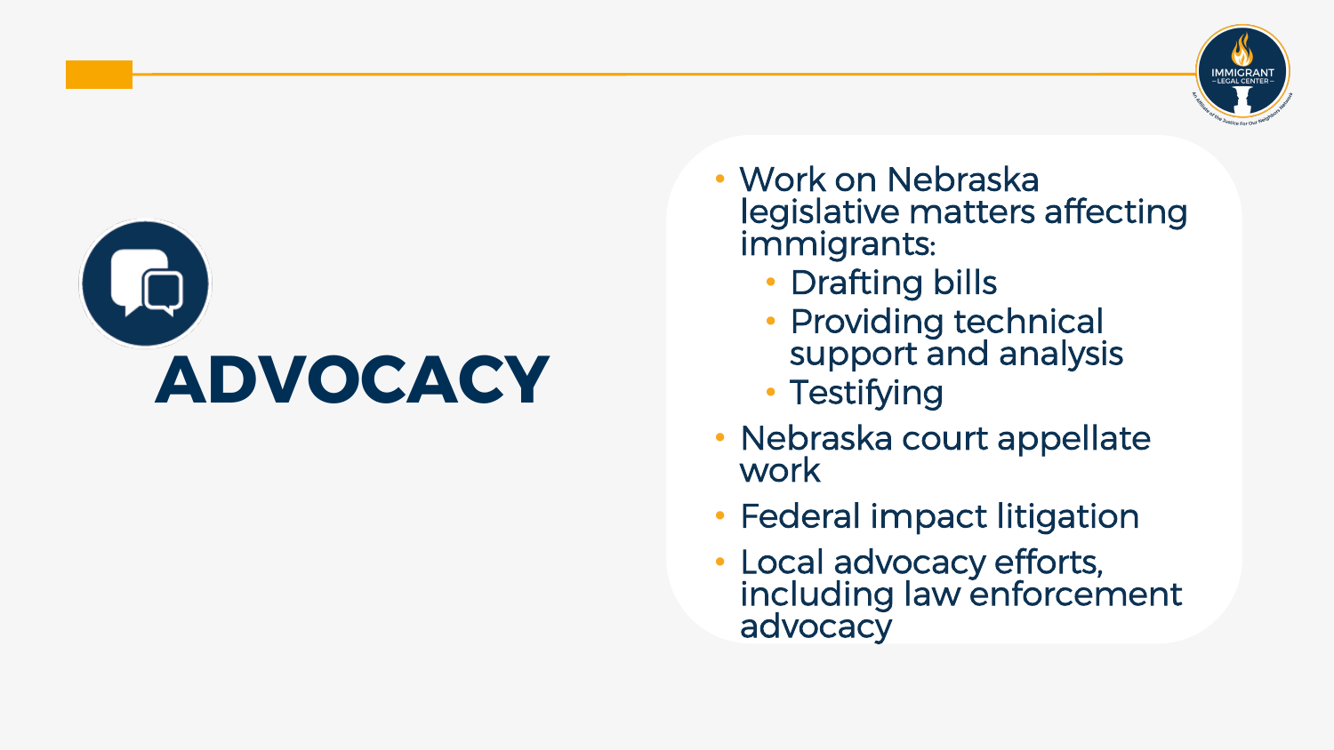# ADVOCACY

- Work on Nebraska legislative matters affecting immigrants:
  - Drafting bills
  - Providing technical support and analysis
  - Testifying
- Nebraska court appellate work
- Federal impact litigation
- Local advocacy efforts, including law enforcement advocacy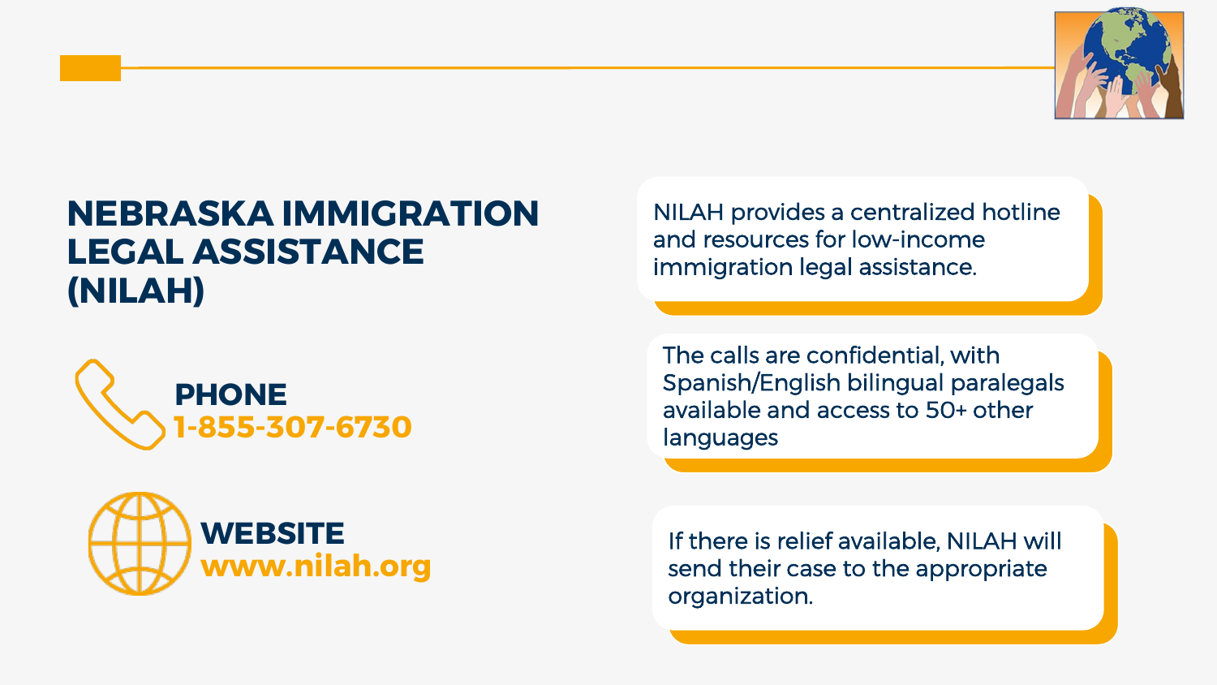# NEBRASKA IMMIGRATION LEGAL ASSISTANCE (NILAH)

**PHONE**
1-855-307-6730

**WEBSITE**
www.nilah.org

NILAH provides a centralized hotline and resources for low-income immigration legal assistance.

The calls are confidential, with Spanish/English bilingual paralegals available and access to 50+ other languages

If there is relief available, NILAH will send their case to the appropriate organization.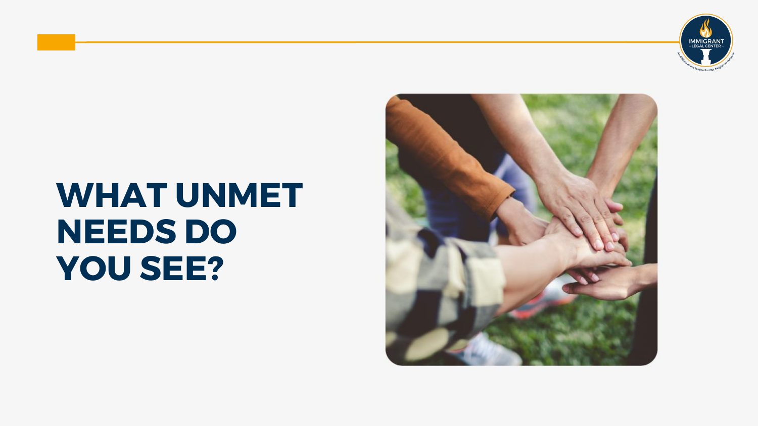# WHAT UNMET NEEDS DO YOU SEE?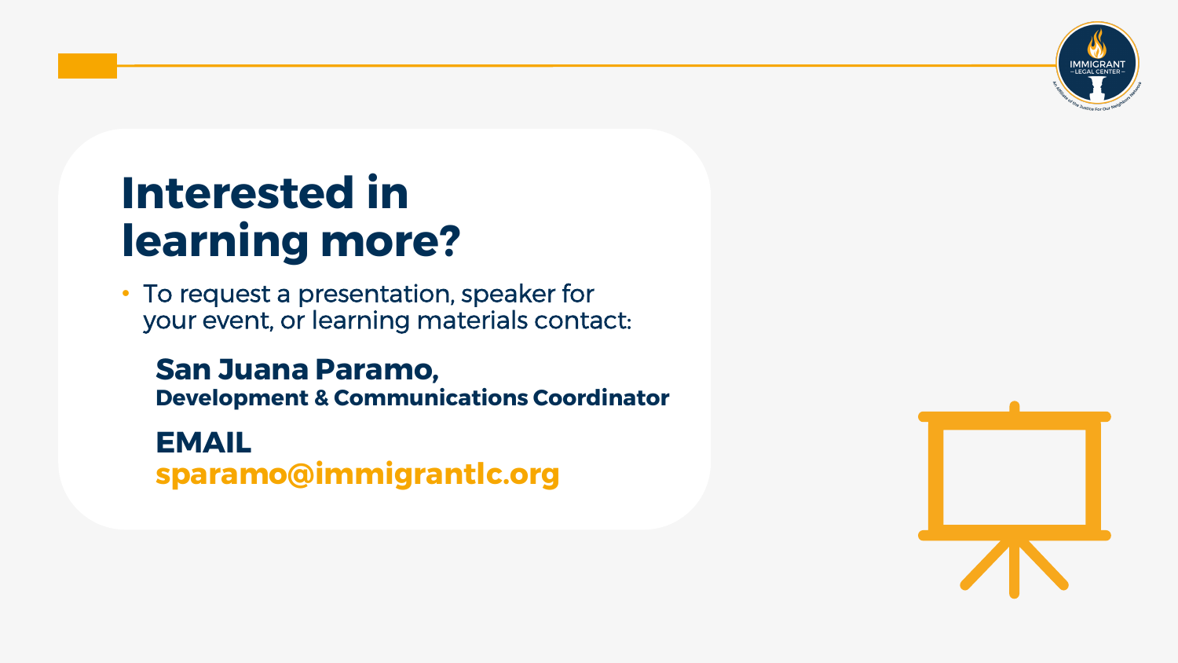# Interested in learning more?

- To request a presentation, speaker for your event, or learning materials contact:

**San Juana Paramo,**
**Development & Communications Coordinator**

**EMAIL**
**sparamo@immigrantlc.org**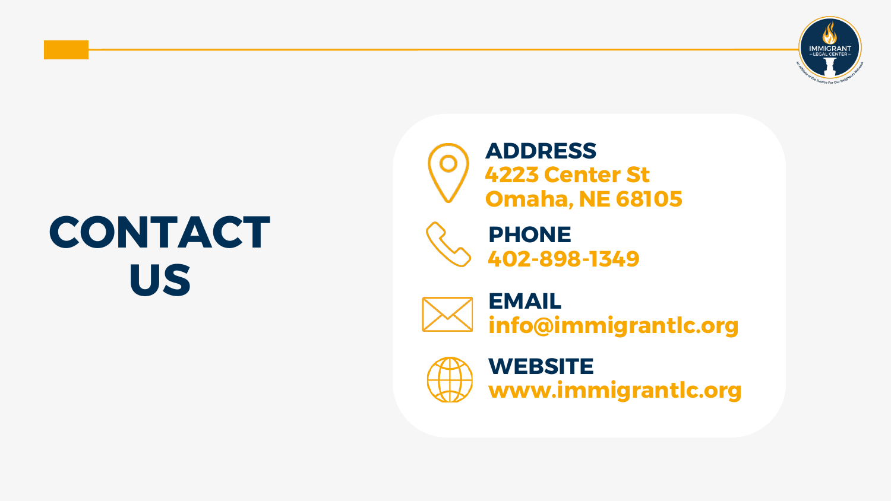# CONTACT US

**ADDRESS**
4223 Center St
Omaha, NE 68105

**PHONE**
402-898-1349

**EMAIL**
info@immigrantlc.org

**WEBSITE**
www.immigrantlc.org